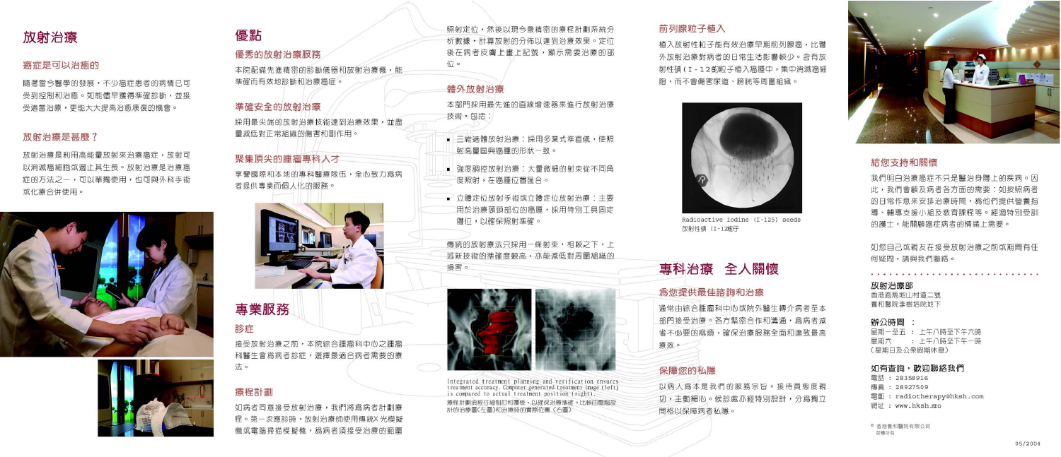# 放射治療

## 癌症是可以治癒的

隨著當今醫學的發展，不少癌症患者的病情已可受到控制和治癒。如能儘早獲得準確診斷，並接受適當治療，更能大大提高治癒康復的機會。

## 放射治療是甚麼？

放射治療是利用高能量放射來治療癌症，放射可以消滅癌細胞或遏止其生長。放射治療是治療癌症的方法之一，可以單獨使用，也可與外科手術或化療合併使用。

# 優點

## 優秀的放射治療服務

本院配備先進精密的診斷儀器和放射治療機，能準確而有效地診斷和治療癌症。

## 準確安全的放射治療

採用最尖端的放射治療技術達到治療效果，並盡量減低對正常組織的傷害和副作用。

## 聚集頂尖的腫瘤專科人才

享譽國際和本地的專科醫療隊伍，全心致力為病者提供專業而個人化的服務。

# 專業服務

## 診症

接受放射治療之前，本院綜合腫瘤科中心之腫瘤科醫生會為病者診症，選擇最適合病者需要的療法。

## 療程計劃

如病者同意接受放射治療，我們將為病者計劃療程。第一次應診時，放射治療師使用傳統X光模擬機或電腦掃描模擬機，為病者須接受治療的範圍照射定位，然後以現今最精密的療程計劃系統分析數據，計算放射的分佈以達到治療效果。定位後在病者皮膚上畫上記號，顯示需要治療的部位。

## 體外放射治療

本部門採用最先進的直線增速器來進行放射治療技術，包括：

- 三維適體放射治療：採用多葉式準直儀，使照射高量區與癌腫的形狀一致。
- 強度調控放射治療：大量微細的射束從不同角度照射，在癌腫位置匯合。
- 立體定位放射手術或立體定位放射治療：主要用於治療頭頸部位的癌腫，採用特別工具固定體位，以確保照射準確。

傳統的放射療法只採用一條射束，相較之下，上述新技術的準確度較高，亦能減低對周圍組織的損害。

Integrated treatment planning and verification ensures treatment accuracy. Computer generated treatment image (left) is compared to actual treatment position (right).

療程計劃須經仔細制訂和覆核，以確保治療準確。比較由電腦設計的療程圖(左圖)和治療時的實際位置(右圖)

## 前列腺粒子植入

植入放射性粒子能有效治療早期前列腺癌，比體外放射治療對病者的日常生活影響較少。含有放射性碘(I-125)粒子植入癌腫中，集中消滅癌細胞，而不會傷害尿道、膀胱等周圍組織。

Radioactive iodine (I-125) seeds

放射性碘 (I-125)粒子

# 專科治療　全人關懷

## 為您提供最佳諮詢和治療

通常由綜合腫瘤科中心或院外醫生轉介病者至本部門接受治療。各方緊密合作和溝通，為病者減省不必要的麻煩，確保治療服務全面和達致最高療效。

## 保障您的私隱

以病人為本是我們的服務宗旨。接待員態度親切，主動細心。候診處亦經特別設計，分為獨立間格以保障病者私隱。

## 給您支持和關懷

我們明白治療癌症不只是醫治身體上的疾病。因此，我們會顧及病者各方面的需要：如按照病者的日常作息來安排治療時間，為他們提供營養指導、輔導支援小組及教育課程等。經過特別受訓的護士，能關顧癌症病者的情緒上需要。

如您自己或親友在接受放射治療之前或期間有任何疑問，請與我們聯絡。

**放射治療部**
香港跑馬地山村道二號
養和醫院李樹培院地下

**辦公時間：**
星期一至五　：上午八時至下午六時
星期六　　　：上午八時至下午一時
(星期日及公眾假期休息)

**如有查詢，歡迎聯絡我們**
電話：28358916
傳真：28927509
電郵：radiotherapy@hksh.com
網址：www.hksh.mo

© 香港養和醫院有限公司
版權所有

05/2004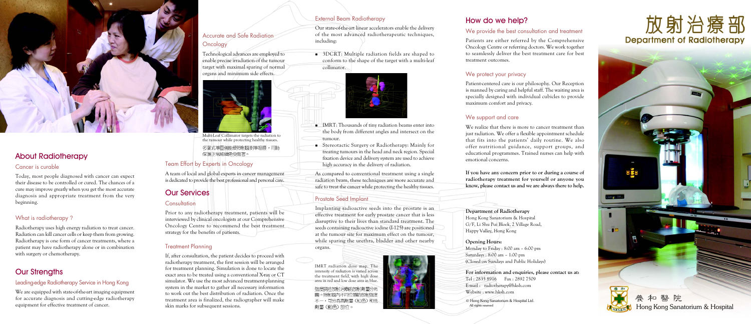# 放射治療部

## Department of Radiotherapy

## About Radiotherapy

### Cancer is curable

Today, most people diagnosed with cancer can expect their disease to be controlled or cured. The chances of a cure may improve greatly when you get the most accurate diagnosis and appropriate treatment from the very beginning.

### What is radiotherapy ?

Radiotherapy uses high energy radiation to treat cancer. Radiation can kill cancer cells or keep them from growing. Radiotherapy is one form of cancer treatments, where a patient may have radiotherapy alone or in combination with surgery or chemotherapy.

## Our Strengths

### Leading-edge Radiotherapy Service in Hong Kong

We are equipped with state-of-the-art imaging equipment for accurate diagnosis and cutting-edge radiotherapy equipment for effective treatment of cancer.

### Accurate and Safe Radiation Oncology

Technological advances are employed to enable precise irradiation of the tumour target with maximal sparing of normal organs and minimum side effects.

Multi-Leaf Collimator targets the radiation to the tumour while protecting healthy tissues.

多葉式準直儀能將放射線對準腫瘤，同時保護正常組織免受傷害。

### Team Effort by Experts in Oncology

A team of local and global experts in cancer management is dedicated to provide the best professional and personal care.

## Our Services

### Consultation

Prior to any radiotherapy treatment, patients will be interviewed by clinical oncologists at our Comprehensive Oncology Centre to recommend the best treatment strategy for the benefits of patients.

### Treatment Planning

If, after consultation, the patient decides to proceed with radiotherapy treatment, the first session will be arranged for treatment planning. Simulation is done to locate the exact area to be treated using a conventional X-ray or CT simulator. We use the most advanced treatment-planning system in the market to gather all necessary information to work out the best distribution of radiation. Once the treatment area is finalized, the radiographer will make skin marks for subsequent sessions.

### External Beam Radiotherapy

Our state-of-the-art linear accelerators enable the delivery of the most advanced radiotherapeutic techniques, including:

- 3DCRT: Multiple radiation fields are shaped to conform to the shape of the target with a multi-leaf collimator.
- IMRT: Thousands of tiny radiation beams enter into the body from different angles and intersect on the tumour.
- Stereotactic Surgery or Radiotherapy: Mainly for treating tumours in the head and neck region. Special fixation device and delivery system are used to achieve high accuracy in the delivery of radiation.

As compared to conventional treatment using a single radiation beam, these techniques are more accurate and safe to treat the cancer while protecting the healthy tissues.

### Prostate Seed Implant

Implanting radioactive seeds into the prostate is an effective treatment for early prostate cancer that is less disruptive to their lives than standard treatment. The seeds containing radioactive iodine (I-125) are positioned at the tumour site for maximum effect on the tumour, while sparing the urethra, bladder and other nearby organs.

IMRT radiation dose map. The intensity of radiation is varied across the treatment field, with high dose area in red and low dose area in blue.

強度調控放射治療的放射劑量分佈圖。照射區內不同位置的放射強度不一，可分為高劑量（紅色）和低劑量（藍色）部位。

## How do we help?

### We provide the best consultation and treatment

Patients are either referred by the Comprehensive Oncology Centre or referring doctors. We work together to seamlessly deliver the best treatment care for best treatment outcomes.

### We protect your privacy

Patient-centered care is our philosophy. Our Reception is manned by caring and helpful staff. The waiting area is specially designed with individual cubicles to provide maximum comfort and privacy.

### We support and care

We realize that there is more to cancer treatment than just radiation. We offer a flexible appointment schedule that fits into the patients' daily routine. We also offer nutritional guidance, support groups, and educational programmes. Trained nurses can help with emotional concerns.

**If you have any concern prior to or during a course of radiotherapy treatment for yourself or anyone you know, please contact us and we are always there to help.**

**Department of Radiotherapy**
Hong Kong Sanatorium & Hospital
G/F, Li Shu Pui Block, 2 Village Road,
Happy Valley, Hong Kong

**Opening Hours:**
Monday to Friday : 8:00 am – 6:00 pm
Saturdays : 8:00 am – 1:00 pm
(Closed on Sundays and Public Holidays)

**For information and enquiries, please contact us at:**
Tel : 2835 8916 Fax : 2892 7509
E-mail : radiotherapy@hksh.com
Website : www.hksh.com

© Hong Kong Sanatorium & Hospital Ltd.
All rights reserved

養和醫院
Hong Kong Sanatorium & Hospital